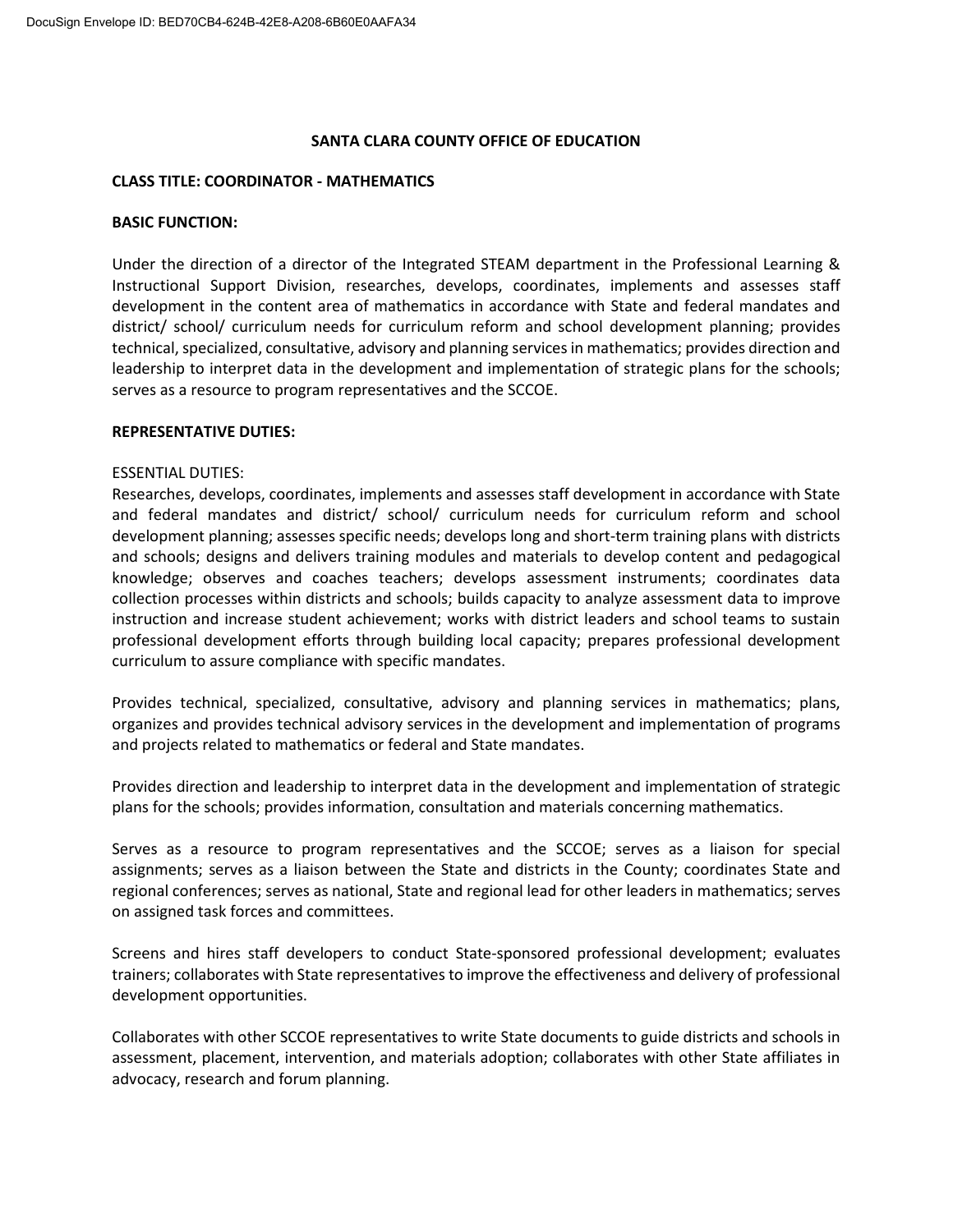**SANTA CLARA COUNTY OFFICE OF EDUCATION**

**CLASS TITLE: COORDINATOR - MATHEMATICS**

**BASIC FUNCTION:**

Under the direction of a director of the Integrated STEAM department in the Professional Learning & Instructional Support Division, researches, develops, coordinates, implements and assesses staff development in the content area of mathematics in accordance with State and federal mandates and district/ school/ curriculum needs for curriculum reform and school development planning; provides technical, specialized, consultative, advisory and planning services in mathematics; provides direction and leadership to interpret data in the development and implementation of strategic plans for the schools; serves as a resource to program representatives and the SCCOE.

**REPRESENTATIVE DUTIES:**

ESSENTIAL DUTIES:
Researches, develops, coordinates, implements and assesses staff development in accordance with State and federal mandates and district/ school/ curriculum needs for curriculum reform and school development planning; assesses specific needs; develops long and short-term training plans with districts and schools; designs and delivers training modules and materials to develop content and pedagogical knowledge; observes and coaches teachers; develops assessment instruments; coordinates data collection processes within districts and schools; builds capacity to analyze assessment data to improve instruction and increase student achievement; works with district leaders and school teams to sustain professional development efforts through building local capacity; prepares professional development curriculum to assure compliance with specific mandates.

Provides technical, specialized, consultative, advisory and planning services in mathematics; plans, organizes and provides technical advisory services in the development and implementation of programs and projects related to mathematics or federal and State mandates.

Provides direction and leadership to interpret data in the development and implementation of strategic plans for the schools; provides information, consultation and materials concerning mathematics.

Serves as a resource to program representatives and the SCCOE; serves as a liaison for special assignments; serves as a liaison between the State and districts in the County; coordinates State and regional conferences; serves as national, State and regional lead for other leaders in mathematics; serves on assigned task forces and committees.

Screens and hires staff developers to conduct State-sponsored professional development; evaluates trainers; collaborates with State representatives to improve the effectiveness and delivery of professional development opportunities.

Collaborates with other SCCOE representatives to write State documents to guide districts and schools in assessment, placement, intervention, and materials adoption; collaborates with other State affiliates in advocacy, research and forum planning.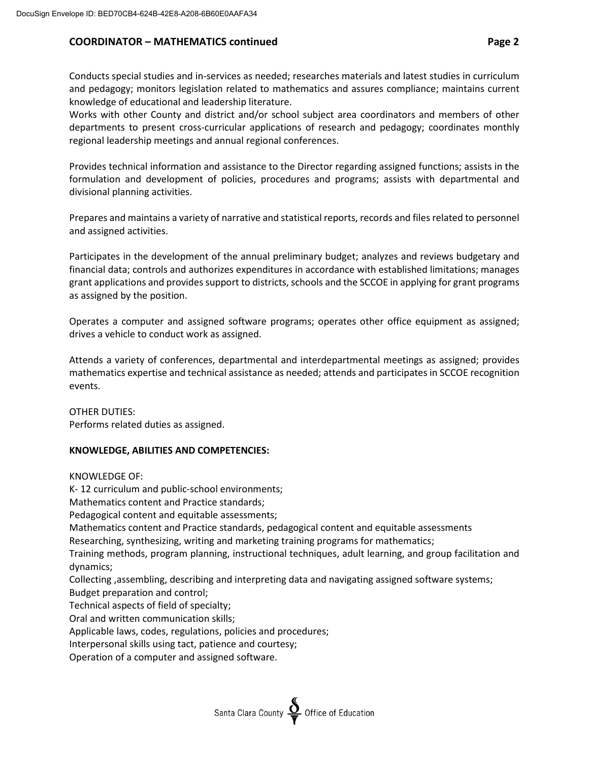Conducts special studies and in-services as needed; researches materials and latest studies in curriculum and pedagogy; monitors legislation related to mathematics and assures compliance; maintains current knowledge of educational and leadership literature.
Works with other County and district and/or school subject area coordinators and members of other departments to present cross-curricular applications of research and pedagogy; coordinates monthly regional leadership meetings and annual regional conferences.

Provides technical information and assistance to the Director regarding assigned functions; assists in the formulation and development of policies, procedures and programs; assists with departmental and divisional planning activities.

Prepares and maintains a variety of narrative and statistical reports, records and files related to personnel and assigned activities.

Participates in the development of the annual preliminary budget; analyzes and reviews budgetary and financial data; controls and authorizes expenditures in accordance with established limitations; manages grant applications and provides support to districts, schools and the SCCOE in applying for grant programs as assigned by the position.

Operates a computer and assigned software programs; operates other office equipment as assigned; drives a vehicle to conduct work as assigned.

Attends a variety of conferences, departmental and interdepartmental meetings as assigned; provides mathematics expertise and technical assistance as needed; attends and participates in SCCOE recognition events.

OTHER DUTIES:
Performs related duties as assigned.

**KNOWLEDGE, ABILITIES AND COMPETENCIES:**

KNOWLEDGE OF:
K- 12 curriculum and public-school environments;
Mathematics content and Practice standards;
Pedagogical content and equitable assessments;
Mathematics content and Practice standards, pedagogical content and equitable assessments
Researching, synthesizing, writing and marketing training programs for mathematics;
Training methods, program planning, instructional techniques, adult learning, and group facilitation and dynamics;
Collecting ,assembling, describing and interpreting data and navigating assigned software systems;
Budget preparation and control;
Technical aspects of field of specialty;
Oral and written communication skills;
Applicable laws, codes, regulations, policies and procedures;
Interpersonal skills using tact, patience and courtesy;
Operation of a computer and assigned software.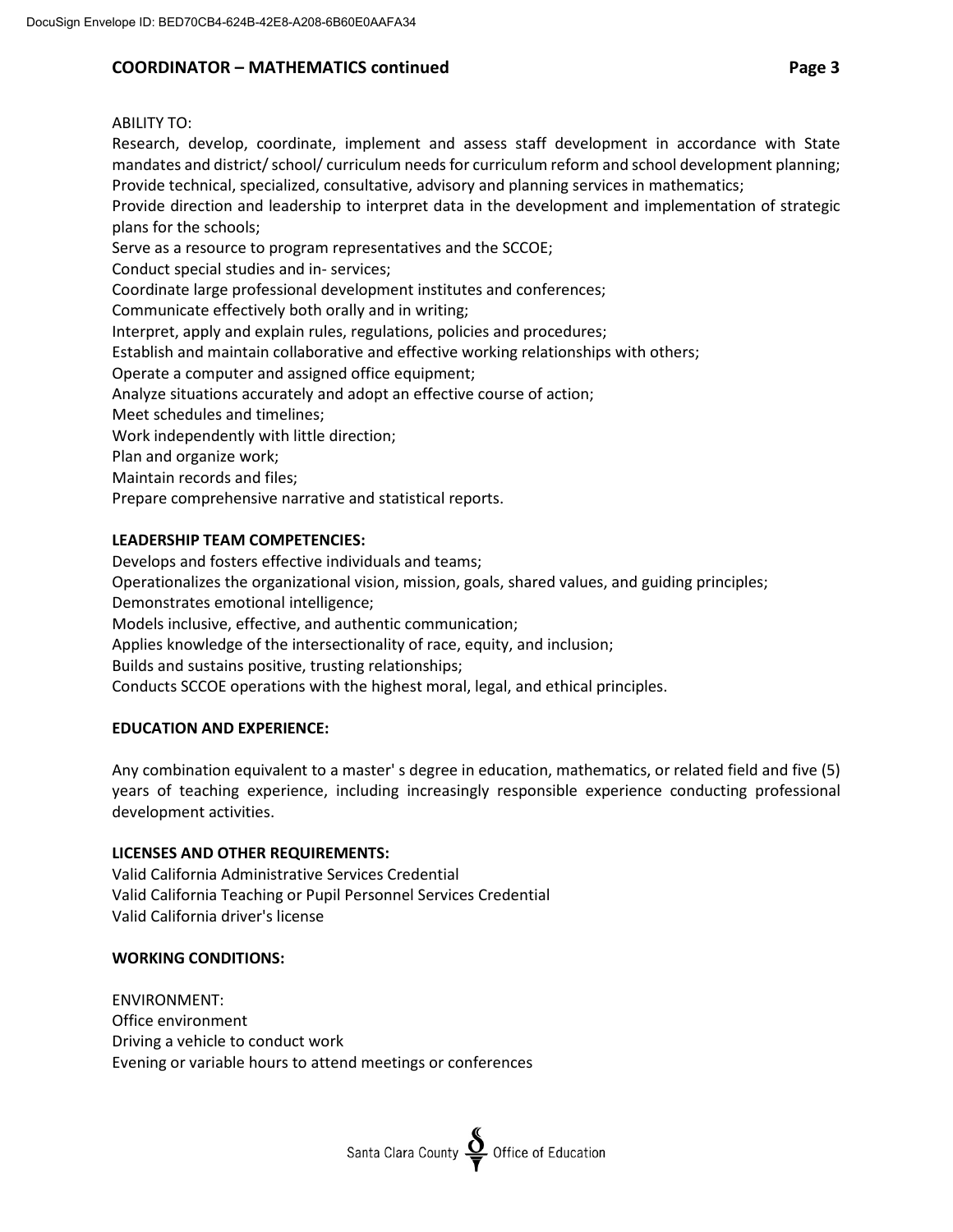ABILITY TO:

Research, develop, coordinate, implement and assess staff development in accordance with State mandates and district/ school/ curriculum needs for curriculum reform and school development planning;
Provide technical, specialized, consultative, advisory and planning services in mathematics;
Provide direction and leadership to interpret data in the development and implementation of strategic plans for the schools;
Serve as a resource to program representatives and the SCCOE;
Conduct special studies and in- services;
Coordinate large professional development institutes and conferences;
Communicate effectively both orally and in writing;
Interpret, apply and explain rules, regulations, policies and procedures;
Establish and maintain collaborative and effective working relationships with others;
Operate a computer and assigned office equipment;
Analyze situations accurately and adopt an effective course of action;
Meet schedules and timelines;
Work independently with little direction;
Plan and organize work;
Maintain records and files;
Prepare comprehensive narrative and statistical reports.

**LEADERSHIP TEAM COMPETENCIES:**

Develops and fosters effective individuals and teams;
Operationalizes the organizational vision, mission, goals, shared values, and guiding principles;
Demonstrates emotional intelligence;
Models inclusive, effective, and authentic communication;
Applies knowledge of the intersectionality of race, equity, and inclusion;
Builds and sustains positive, trusting relationships;
Conducts SCCOE operations with the highest moral, legal, and ethical principles.

**EDUCATION AND EXPERIENCE:**

Any combination equivalent to a master' s degree in education, mathematics, or related field and five (5) years of teaching experience, including increasingly responsible experience conducting professional development activities.

**LICENSES AND OTHER REQUIREMENTS:**

Valid California Administrative Services Credential
Valid California Teaching or Pupil Personnel Services Credential
Valid California driver's license

**WORKING CONDITIONS:**

ENVIRONMENT:
Office environment
Driving a vehicle to conduct work
Evening or variable hours to attend meetings or conferences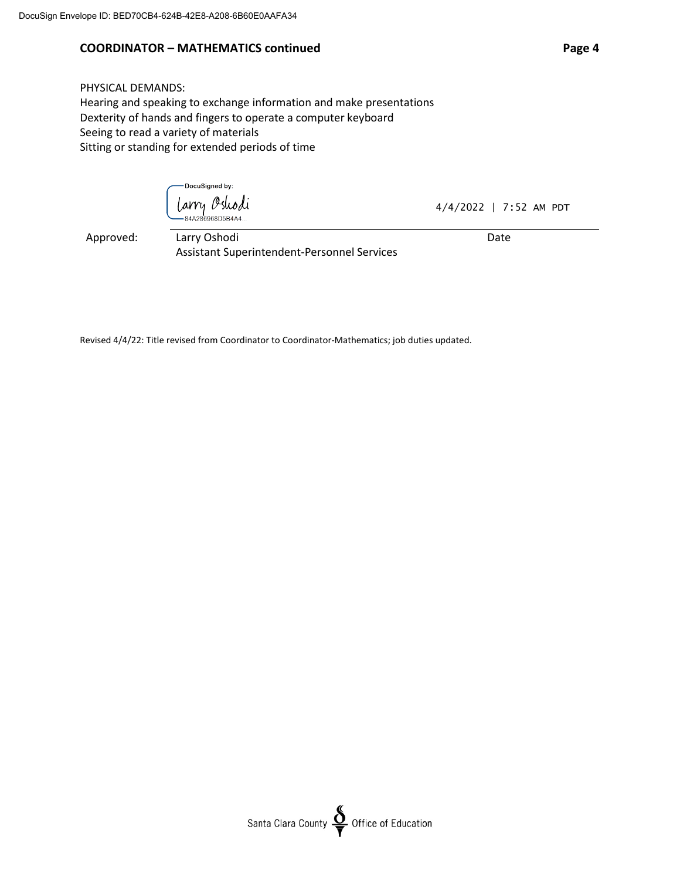PHYSICAL DEMANDS:
Hearing and speaking to exchange information and make presentations
Dexterity of hands and fingers to operate a computer keyboard
Seeing to read a variety of materials
Sitting or standing for extended periods of time

DocuSigned by:
Larry Oshodi
84A286968D5B4A4...

4/4/2022 | 7:52 AM PDT

Approved: Larry Oshodi
Assistant Superintendent-Personnel Services

Date

Revised 4/4/22: Title revised from Coordinator to Coordinator-Mathematics; job duties updated.